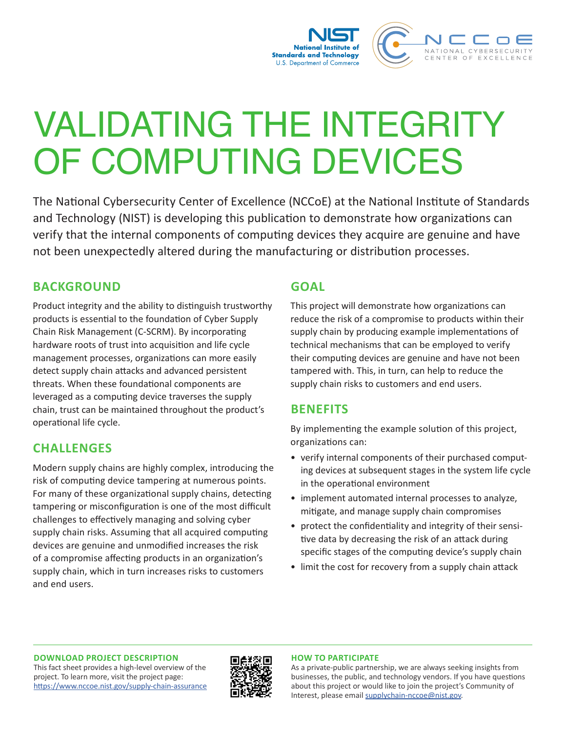# VALIDATING THE INTEGRITY OF COMPUTING DEVICES

The National Cybersecurity Center of Excellence (NCCoE) at the National Institute of Standards and Technology (NIST) is developing this publication to demonstrate how organizations can verify that the internal components of computing devices they acquire are genuine and have not been unexpectedly altered during the manufacturing or distribution processes.

## BACKGROUND

Product integrity and the ability to distinguish trustworthy products is essential to the foundation of Cyber Supply Chain Risk Management (C-SCRM). By incorporating hardware roots of trust into acquisition and life cycle management processes, organizations can more easily detect supply chain attacks and advanced persistent threats. When these foundational components are leveraged as a computing device traverses the supply chain, trust can be maintained throughout the product's operational life cycle.

## CHALLENGES

Modern supply chains are highly complex, introducing the risk of computing device tampering at numerous points. For many of these organizational supply chains, detecting tampering or misconfiguration is one of the most difficult challenges to effectively managing and solving cyber supply chain risks. Assuming that all acquired computing devices are genuine and unmodified increases the risk of a compromise affecting products in an organization's supply chain, which in turn increases risks to customers and end users.

## GOAL

This project will demonstrate how organizations can reduce the risk of a compromise to products within their supply chain by producing example implementations of technical mechanisms that can be employed to verify their computing devices are genuine and have not been tampered with. This, in turn, can help to reduce the supply chain risks to customers and end users.

## BENEFITS

By implementing the example solution of this project, organizations can:

- verify internal components of their purchased computing devices at subsequent stages in the system life cycle in the operational environment
- implement automated internal processes to analyze, mitigate, and manage supply chain compromises
- protect the confidentiality and integrity of their sensitive data by decreasing the risk of an attack during specific stages of the computing device's supply chain
- limit the cost for recovery from a supply chain attack

### DOWNLOAD PROJECT DESCRIPTION

This fact sheet provides a high-level overview of the project. To learn more, visit the project page: https://www.nccoe.nist.gov/supply-chain-assurance

### HOW TO PARTICIPATE

As a private-public partnership, we are always seeking insights from businesses, the public, and technology vendors. If you have questions about this project or would like to join the project's Community of Interest, please email supplychain-nccoe@nist.gov.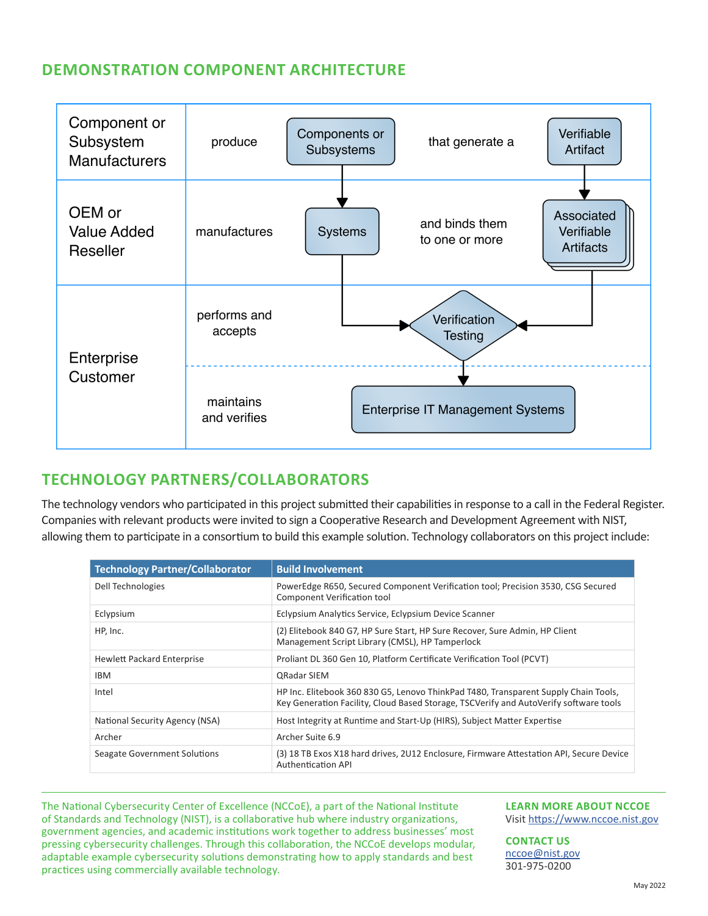## DEMONSTRATION COMPONENT ARCHITECTURE

Component or Subsystem Manufacturers

produce

Components or Subsystems

that generate a

Verifiable Artifact

OEM or Value Added Reseller

manufactures

Systems

and binds them to one or more

Associated Verifiable Artifacts

Enterprise Customer

performs and accepts

Verification Testing

maintains and verifies

Enterprise IT Management Systems

## TECHNOLOGY PARTNERS/COLLABORATORS

The technology vendors who participated in this project submitted their capabilities in response to a call in the Federal Register. Companies with relevant products were invited to sign a Cooperative Research and Development Agreement with NIST, allowing them to participate in a consortium to build this example solution. Technology collaborators on this project include:

| Technology Partner/Collaborator | Build Involvement |
|---|---|
| Dell Technologies | PowerEdge R650, Secured Component Verification tool; Precision 3530, CSG Secured Component Verification tool |
| Eclypsium | Eclypsium Analytics Service, Eclypsium Device Scanner |
| HP, Inc. | (2) Elitebook 840 G7, HP Sure Start, HP Sure Recover, Sure Admin, HP Client Management Script Library (CMSL), HP Tamperlock |
| Hewlett Packard Enterprise | Proliant DL 360 Gen 10, Platform Certificate Verification Tool (PCVT) |
| IBM | QRadar SIEM |
| Intel | HP Inc. Elitebook 360 830 G5, Lenovo ThinkPad T480, Transparent Supply Chain Tools, Key Generation Facility, Cloud Based Storage, TSCVerify and AutoVerify software tools |
| National Security Agency (NSA) | Host Integrity at Runtime and Start-Up (HIRS), Subject Matter Expertise |
| Archer | Archer Suite 6.9 |
| Seagate Government Solutions | (3) 18 TB Exos X18 hard drives, 2U12 Enclosure, Firmware Attestation API, Secure Device Authentication API |

The National Cybersecurity Center of Excellence (NCCoE), a part of the National Institute of Standards and Technology (NIST), is a collaborative hub where industry organizations, government agencies, and academic institutions work together to address businesses' most pressing cybersecurity challenges. Through this collaboration, the NCCoE develops modular, adaptable example cybersecurity solutions demonstrating how to apply standards and best practices using commercially available technology.

**LEARN MORE ABOUT NCCOE**
Visit https://www.nccoe.nist.gov

**CONTACT US**
nccoe@nist.gov
301-975-0200

May 2022